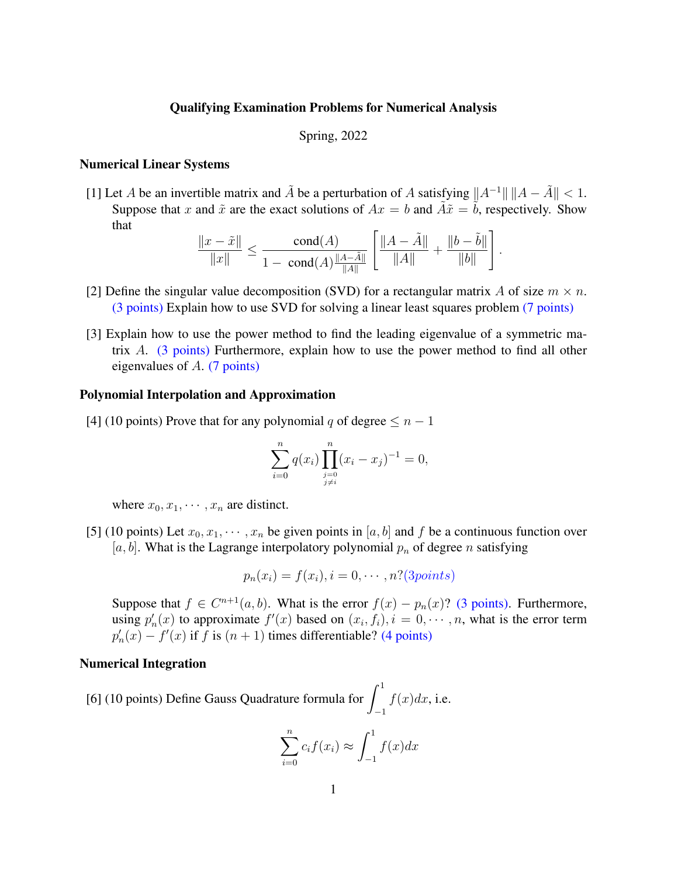**Qualifying Examination Problems for Numerical Analysis**

Spring, 2022

### Numerical Linear Systems

[1] Let $A$ be an invertible matrix and $\tilde{A}$ be a perturbation of $A$ satisfying $\|A^{-1}\|\,\|A-\tilde{A}\| < 1$. Suppose that $x$ and $\tilde{x}$ are the exact solutions of $Ax = b$ and $\tilde{A}\tilde{x} = \tilde{b}$, respectively. Show that

$$\frac{\|x-\tilde{x}\|}{\|x\|} \leq \frac{\text{cond}(A)}{1 - \text{ cond}(A)\frac{\|A-\tilde{A}\|}{\|A\|}}\left[\frac{\|A-\tilde{A}\|}{\|A\|} + \frac{\|b-\tilde{b}\|}{\|b\|}\right].$$

[2] Define the singular value decomposition (SVD) for a rectangular matrix $A$ of size $m \times n$. (3 points) Explain how to use SVD for solving a linear least squares problem (7 points)

[3] Explain how to use the power method to find the leading eigenvalue of a symmetric matrix $A$. (3 points) Furthermore, explain how to use the power method to find all other eigenvalues of $A$. (7 points)

### Polynomial Interpolation and Approximation

[4] (10 points) Prove that for any polynomial $q$ of degree $\leq n-1$

$$\sum_{i=0}^{n} q(x_i) \prod_{\substack{j=0 \\ j\neq i}}^{n} (x_i - x_j)^{-1} = 0,$$

where $x_0, x_1, \cdots, x_n$ are distinct.

[5] (10 points) Let $x_0, x_1, \cdots, x_n$ be given points in $[a,b]$ and $f$ be a continuous function over $[a,b]$. What is the Lagrange interpolatory polynomial $p_n$ of degree $n$ satisfying

$$p_n(x_i) = f(x_i), i = 0, \cdots, n?(3points)$$

Suppose that $f \in C^{n+1}(a,b)$. What is the error $f(x) - p_n(x)$? (3 points). Furthermore, using $p_n'(x)$ to approximate $f'(x)$ based on $(x_i, f_i), i = 0, \cdots, n$, what is the error term $p_n'(x) - f'(x)$ if $f$ is $(n+1)$ times differentiable? (4 points)

### Numerical Integration

[6] (10 points) Define Gauss Quadrature formula for $\displaystyle\int_{-1}^{1} f(x)dx$, i.e.

$$\sum_{i=0}^{n} c_i f(x_i) \approx \int_{-1}^{1} f(x)dx$$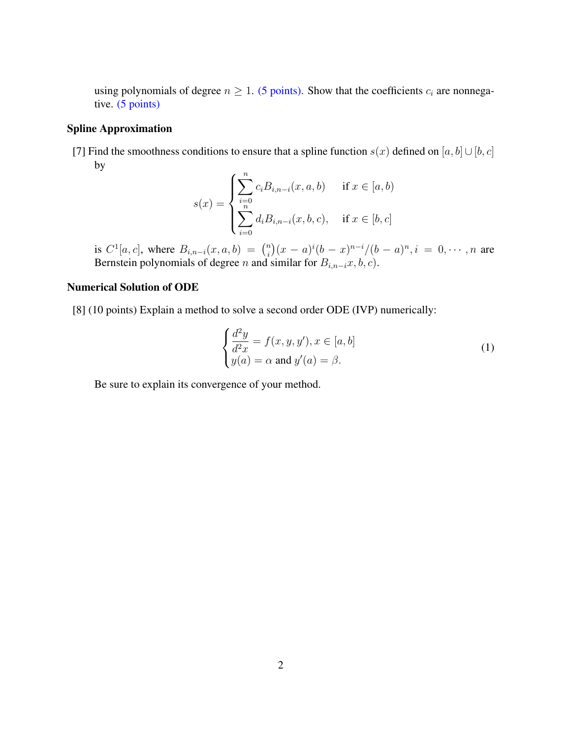using polynomials of degree $n \geq 1$. (5 points). Show that the coefficients $c_i$ are nonnegative. (5 points)

### Spline Approximation

[7] Find the smoothness conditions to ensure that a spline function $s(x)$ defined on $[a,b] \cup [b,c]$ by

$$s(x) = \begin{cases} \displaystyle\sum_{i=0}^{n} c_i B_{i,n-i}(x,a,b) & \text{if } x \in [a,b) \\ \displaystyle\sum_{i=0}^{n} d_i B_{i,n-i}(x,b,c), & \text{if } x \in [b,c] \end{cases}$$

is $C^1[a,c]$, where $B_{i,n-i}(x,a,b) = \binom{n}{i}(x-a)^i(b-x)^{n-i}/(b-a)^n, i = 0, \cdots, n$ are Bernstein polynomials of degree $n$ and similar for $B_{i,n-i}x, b, c)$.

### Numerical Solution of ODE

[8] (10 points) Explain a method to solve a second order ODE (IVP) numerically:

$$\begin{cases} \dfrac{d^2y}{d^2x} = f(x,y,y'), x \in [a,b] \\ y(a) = \alpha \text{ and } y'(a) = \beta. \end{cases} \tag{1}$$

Be sure to explain its convergence of your method.